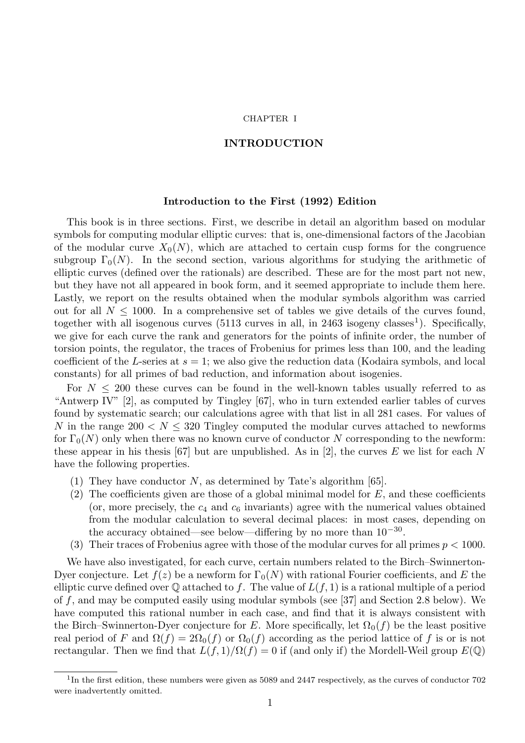CHAPTER I

# INTRODUCTION

## Introduction to the First (1992) Edition

This book is in three sections. First, we describe in detail an algorithm based on modular symbols for computing modular elliptic curves: that is, one-dimensional factors of the Jacobian of the modular curve $X_0(N)$, which are attached to certain cusp forms for the congruence subgroup $\Gamma_0(N)$. In the second section, various algorithms for studying the arithmetic of elliptic curves (defined over the rationals) are described. These are for the most part not new, but they have not all appeared in book form, and it seemed appropriate to include them here. Lastly, we report on the results obtained when the modular symbols algorithm was carried out for all $N \leq 1000$. In a comprehensive set of tables we give details of the curves found, together with all isogenous curves (5113 curves in all, in 2463 isogeny classes[1]). Specifically, we give for each curve the rank and generators for the points of infinite order, the number of torsion points, the regulator, the traces of Frobenius for primes less than 100, and the leading coefficient of the $L$-series at $s = 1$; we also give the reduction data (Kodaira symbols, and local constants) for all primes of bad reduction, and information about isogenies.

For $N \leq 200$ these curves can be found in the well-known tables usually referred to as "Antwerp IV" [2], as computed by Tingley [67], who in turn extended earlier tables of curves found by systematic search; our calculations agree with that list in all 281 cases. For values of $N$ in the range $200 < N \leq 320$ Tingley computed the modular curves attached to newforms for $\Gamma_0(N)$ only when there was no known curve of conductor $N$ corresponding to the newform: these appear in his thesis [67] but are unpublished. As in [2], the curves $E$ we list for each $N$ have the following properties.

(1) They have conductor $N$, as determined by Tate's algorithm [65].
(2) The coefficients given are those of a global minimal model for $E$, and these coefficients (or, more precisely, the $c_4$ and $c_6$ invariants) agree with the numerical values obtained from the modular calculation to several decimal places: in most cases, depending on the accuracy obtained—see below—differing by no more than $10^{-30}$.
(3) Their traces of Frobenius agree with those of the modular curves for all primes $p < 1000$.

We have also investigated, for each curve, certain numbers related to the Birch–Swinnerton-Dyer conjecture. Let $f(z)$ be a newform for $\Gamma_0(N)$ with rational Fourier coefficients, and $E$ the elliptic curve defined over $\mathbb{Q}$ attached to $f$. The value of $L(f, 1)$ is a rational multiple of a period of $f$, and may be computed easily using modular symbols (see [37] and Section 2.8 below). We have computed this rational number in each case, and find that it is always consistent with the Birch–Swinnerton-Dyer conjecture for $E$. More specifically, let $\Omega_0(f)$ be the least positive real period of $F$ and $\Omega(f) = 2\Omega_0(f)$ or $\Omega_0(f)$ according as the period lattice of $f$ is or is not rectangular. Then we find that $L(f, 1)/\Omega(f) = 0$ if (and only if) the Mordell-Weil group $E(\mathbb{Q})$

[1] In the first edition, these numbers were given as 5089 and 2447 respectively, as the curves of conductor 702 were inadvertently omitted.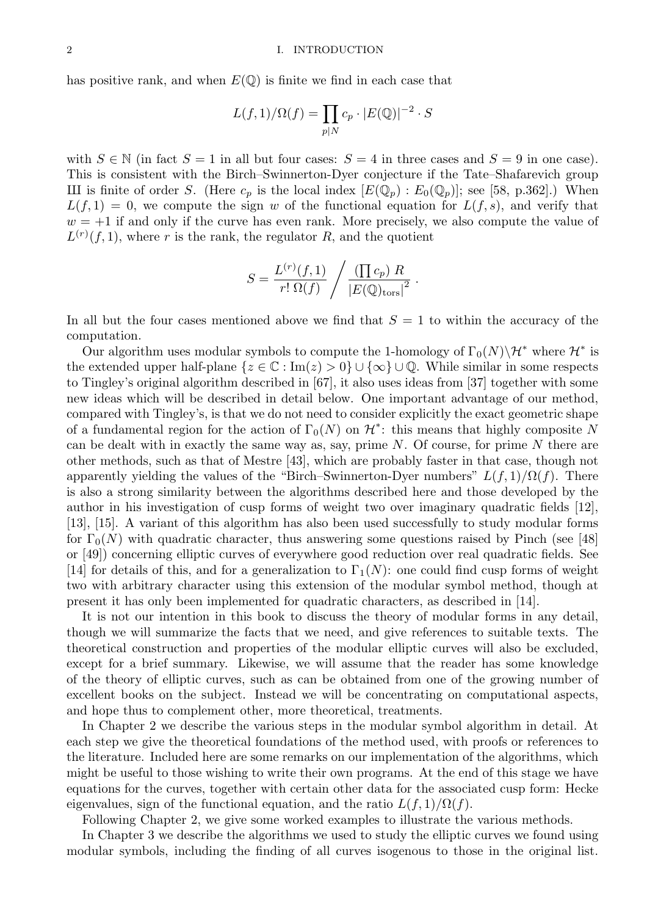has positive rank, and when $E(\mathbb{Q})$ is finite we find in each case that

$$L(f,1)/\Omega(f) = \prod_{p|N} c_p \cdot |E(\mathbb{Q})|^{-2} \cdot S$$

with $S \in \mathbb{N}$ (in fact $S = 1$ in all but four cases: $S = 4$ in three cases and $S = 9$ in one case). This is consistent with the Birch–Swinnerton-Dyer conjecture if the Tate–Shafarevich group Ш is finite of order $S$. (Here $c_p$ is the local index $[E(\mathbb{Q}_p) : E_0(\mathbb{Q}_p)]$; see [58, p.362].) When $L(f,1) = 0$, we compute the sign $w$ of the functional equation for $L(f,s)$, and verify that $w = +1$ if and only if the curve has even rank. More precisely, we also compute the value of $L^{(r)}(f,1)$, where $r$ is the rank, the regulator $R$, and the quotient

$$S = \frac{L^{(r)}(f,1)}{r!\,\Omega(f)} \bigg/ \frac{(\prod c_p)\, R}{|E(\mathbb{Q})_{\mathrm{tors}}|^2}\,.$$

In all but the four cases mentioned above we find that $S = 1$ to within the accuracy of the computation.

Our algorithm uses modular symbols to compute the 1-homology of $\Gamma_0(N)\backslash\mathcal{H}^*$ where $\mathcal{H}^*$ is the extended upper half-plane $\{z \in \mathbb{C} : \mathrm{Im}(z) > 0\} \cup \{\infty\} \cup \mathbb{Q}$. While similar in some respects to Tingley's original algorithm described in [67], it also uses ideas from [37] together with some new ideas which will be described in detail below. One important advantage of our method, compared with Tingley's, is that we do not need to consider explicitly the exact geometric shape of a fundamental region for the action of $\Gamma_0(N)$ on $\mathcal{H}^*$: this means that highly composite $N$ can be dealt with in exactly the same way as, say, prime $N$. Of course, for prime $N$ there are other methods, such as that of Mestre [43], which are probably faster in that case, though not apparently yielding the values of the "Birch–Swinnerton-Dyer numbers" $L(f,1)/\Omega(f)$. There is also a strong similarity between the algorithms described here and those developed by the author in his investigation of cusp forms of weight two over imaginary quadratic fields [12], [13], [15]. A variant of this algorithm has also been used successfully to study modular forms for $\Gamma_0(N)$ with quadratic character, thus answering some questions raised by Pinch (see [48] or [49]) concerning elliptic curves of everywhere good reduction over real quadratic fields. See [14] for details of this, and for a generalization to $\Gamma_1(N)$: one could find cusp forms of weight two with arbitrary character using this extension of the modular symbol method, though at present it has only been implemented for quadratic characters, as described in [14].

It is not our intention in this book to discuss the theory of modular forms in any detail, though we will summarize the facts that we need, and give references to suitable texts. The theoretical construction and properties of the modular elliptic curves will also be excluded, except for a brief summary. Likewise, we will assume that the reader has some knowledge of the theory of elliptic curves, such as can be obtained from one of the growing number of excellent books on the subject. Instead we will be concentrating on computational aspects, and hope thus to complement other, more theoretical, treatments.

In Chapter 2 we describe the various steps in the modular symbol algorithm in detail. At each step we give the theoretical foundations of the method used, with proofs or references to the literature. Included here are some remarks on our implementation of the algorithms, which might be useful to those wishing to write their own programs. At the end of this stage we have equations for the curves, together with certain other data for the associated cusp form: Hecke eigenvalues, sign of the functional equation, and the ratio $L(f,1)/\Omega(f)$.

Following Chapter 2, we give some worked examples to illustrate the various methods.

In Chapter 3 we describe the algorithms we used to study the elliptic curves we found using modular symbols, including the finding of all curves isogenous to those in the original list.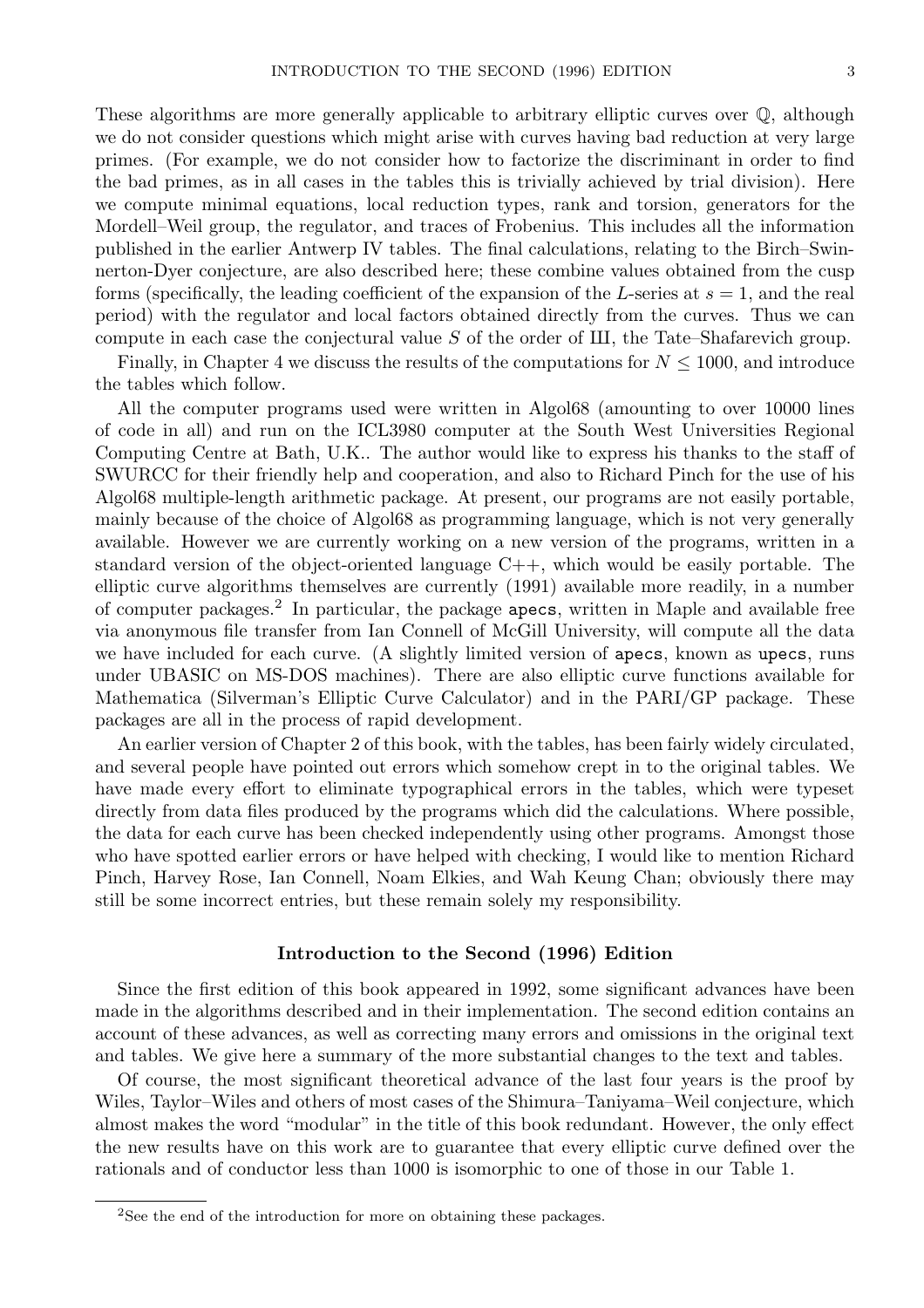These algorithms are more generally applicable to arbitrary elliptic curves over $\mathbb{Q}$, although we do not consider questions which might arise with curves having bad reduction at very large primes. (For example, we do not consider how to factorize the discriminant in order to find the bad primes, as in all cases in the tables this is trivially achieved by trial division). Here we compute minimal equations, local reduction types, rank and torsion, generators for the Mordell–Weil group, the regulator, and traces of Frobenius. This includes all the information published in the earlier Antwerp IV tables. The final calculations, relating to the Birch–Swinnerton-Dyer conjecture, are also described here; these combine values obtained from the cusp forms (specifically, the leading coefficient of the expansion of the $L$-series at $s = 1$, and the real period) with the regulator and local factors obtained directly from the curves. Thus we can compute in each case the conjectural value $S$ of the order of Ш, the Tate–Shafarevich group.

Finally, in Chapter 4 we discuss the results of the computations for $N \leq 1000$, and introduce the tables which follow.

All the computer programs used were written in Algol68 (amounting to over 10000 lines of code in all) and run on the ICL3980 computer at the South West Universities Regional Computing Centre at Bath, U.K.. The author would like to express his thanks to the staff of SWURCC for their friendly help and cooperation, and also to Richard Pinch for the use of his Algol68 multiple-length arithmetic package. At present, our programs are not easily portable, mainly because of the choice of Algol68 as programming language, which is not very generally available. However we are currently working on a new version of the programs, written in a standard version of the object-oriented language C++, which would be easily portable. The elliptic curve algorithms themselves are currently (1991) available more readily, in a number of computer packages.[2] In particular, the package `apecs`, written in Maple and available free via anonymous file transfer from Ian Connell of McGill University, will compute all the data we have included for each curve. (A slightly limited version of `apecs`, known as `upecs`, runs under UBASIC on MS-DOS machines). There are also elliptic curve functions available for Mathematica (Silverman's Elliptic Curve Calculator) and in the PARI/GP package. These packages are all in the process of rapid development.

An earlier version of Chapter 2 of this book, with the tables, has been fairly widely circulated, and several people have pointed out errors which somehow crept in to the original tables. We have made every effort to eliminate typographical errors in the tables, which were typeset directly from data files produced by the programs which did the calculations. Where possible, the data for each curve has been checked independently using other programs. Amongst those who have spotted earlier errors or have helped with checking, I would like to mention Richard Pinch, Harvey Rose, Ian Connell, Noam Elkies, and Wah Keung Chan; obviously there may still be some incorrect entries, but these remain solely my responsibility.

## Introduction to the Second (1996) Edition

Since the first edition of this book appeared in 1992, some significant advances have been made in the algorithms described and in their implementation. The second edition contains an account of these advances, as well as correcting many errors and omissions in the original text and tables. We give here a summary of the more substantial changes to the text and tables.

Of course, the most significant theoretical advance of the last four years is the proof by Wiles, Taylor–Wiles and others of most cases of the Shimura–Taniyama–Weil conjecture, which almost makes the word "modular" in the title of this book redundant. However, the only effect the new results have on this work are to guarantee that every elliptic curve defined over the rationals and of conductor less than 1000 is isomorphic to one of those in our Table 1.

[2] See the end of the introduction for more on obtaining these packages.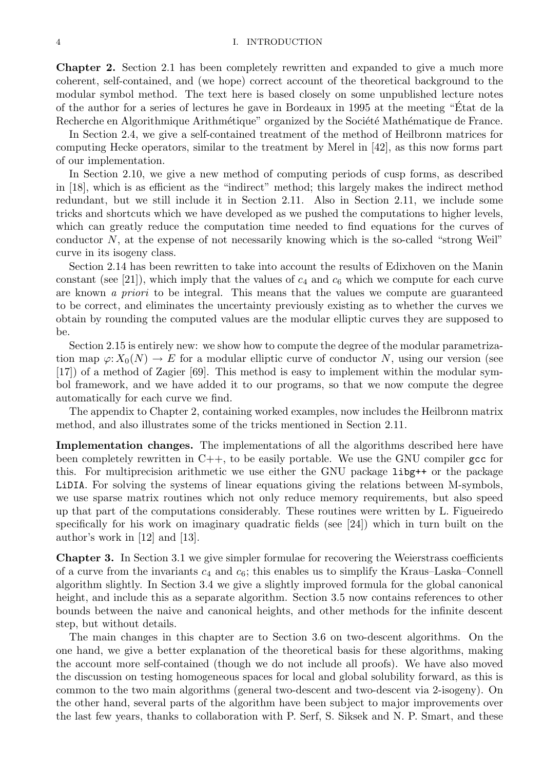**Chapter 2.** Section 2.1 has been completely rewritten and expanded to give a much more coherent, self-contained, and (we hope) correct account of the theoretical background to the modular symbol method. The text here is based closely on some unpublished lecture notes of the author for a series of lectures he gave in Bordeaux in 1995 at the meeting "État de la Recherche en Algorithmique Arithmétique" organized by the Société Mathématique de France.

In Section 2.4, we give a self-contained treatment of the method of Heilbronn matrices for computing Hecke operators, similar to the treatment by Merel in [42], as this now forms part of our implementation.

In Section 2.10, we give a new method of computing periods of cusp forms, as described in [18], which is as efficient as the "indirect" method; this largely makes the indirect method redundant, but we still include it in Section 2.11. Also in Section 2.11, we include some tricks and shortcuts which we have developed as we pushed the computations to higher levels, which can greatly reduce the computation time needed to find equations for the curves of conductor $N$, at the expense of not necessarily knowing which is the so-called "strong Weil" curve in its isogeny class.

Section 2.14 has been rewritten to take into account the results of Edixhoven on the Manin constant (see [21]), which imply that the values of $c_4$ and $c_6$ which we compute for each curve are known *a priori* to be integral. This means that the values we compute are guaranteed to be correct, and eliminates the uncertainty previously existing as to whether the curves we obtain by rounding the computed values are the modular elliptic curves they are supposed to be.

Section 2.15 is entirely new: we show how to compute the degree of the modular parametrization map $\varphi\colon X_0(N) \to E$ for a modular elliptic curve of conductor $N$, using our version (see [17]) of a method of Zagier [69]. This method is easy to implement within the modular symbol framework, and we have added it to our programs, so that we now compute the degree automatically for each curve we find.

The appendix to Chapter 2, containing worked examples, now includes the Heilbronn matrix method, and also illustrates some of the tricks mentioned in Section 2.11.

**Implementation changes.** The implementations of all the algorithms described here have been completely rewritten in C++, to be easily portable. We use the GNU compiler `gcc` for this. For multiprecision arithmetic we use either the GNU package `libg++` or the package `LiDIA`. For solving the systems of linear equations giving the relations between M-symbols, we use sparse matrix routines which not only reduce memory requirements, but also speed up that part of the computations considerably. These routines were written by L. Figueiredo specifically for his work on imaginary quadratic fields (see [24]) which in turn built on the author's work in [12] and [13].

**Chapter 3.** In Section 3.1 we give simpler formulae for recovering the Weierstrass coefficients of a curve from the invariants $c_4$ and $c_6$; this enables us to simplify the Kraus–Laska–Connell algorithm slightly. In Section 3.4 we give a slightly improved formula for the global canonical height, and include this as a separate algorithm. Section 3.5 now contains references to other bounds between the naive and canonical heights, and other methods for the infinite descent step, but without details.

The main changes in this chapter are to Section 3.6 on two-descent algorithms. On the one hand, we give a better explanation of the theoretical basis for these algorithms, making the account more self-contained (though we do not include all proofs). We have also moved the discussion on testing homogeneous spaces for local and global solubility forward, as this is common to the two main algorithms (general two-descent and two-descent via 2-isogeny). On the other hand, several parts of the algorithm have been subject to major improvements over the last few years, thanks to collaboration with P. Serf, S. Siksek and N. P. Smart, and these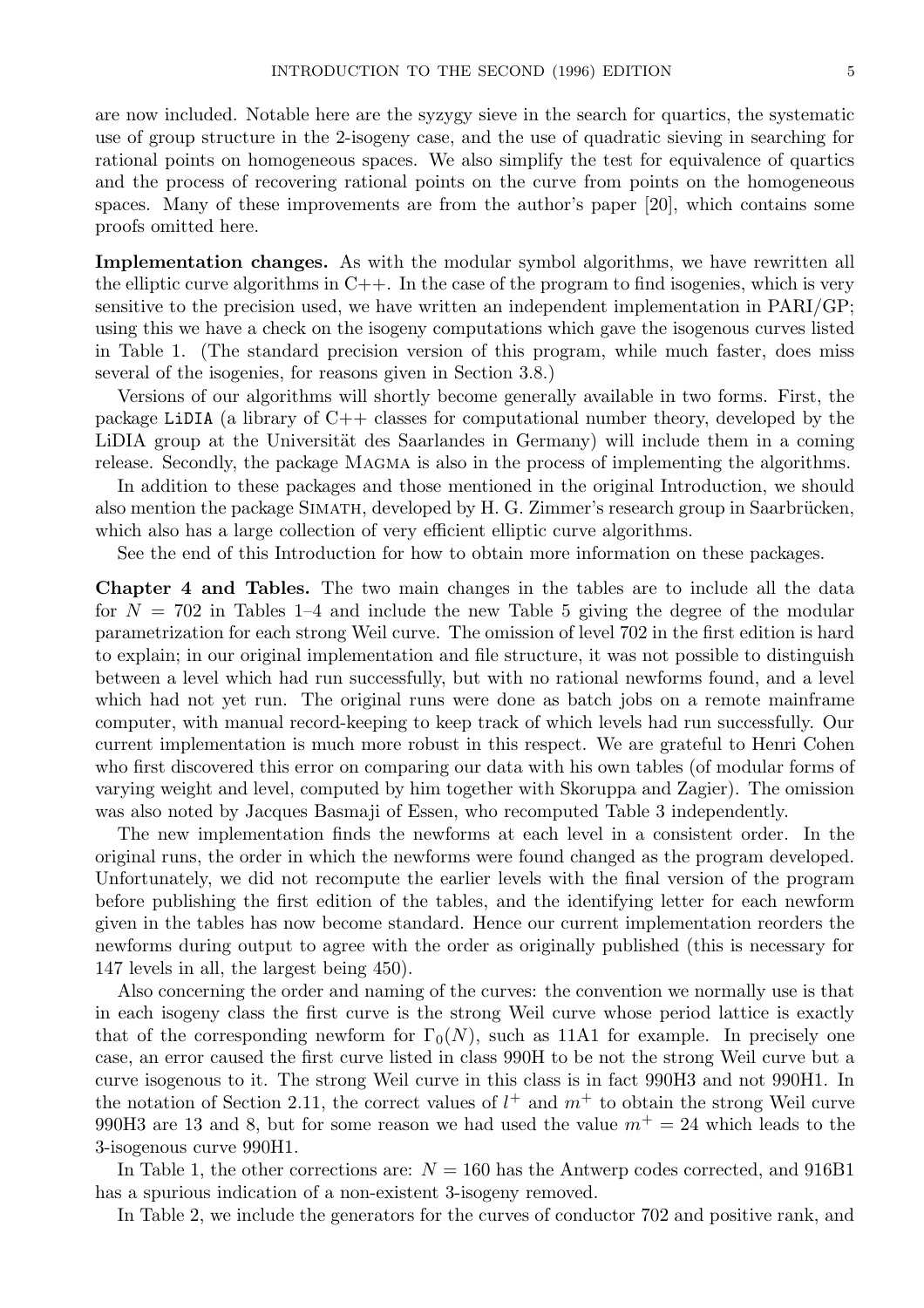are now included. Notable here are the syzygy sieve in the search for quartics, the systematic use of group structure in the 2-isogeny case, and the use of quadratic sieving in searching for rational points on homogeneous spaces. We also simplify the test for equivalence of quartics and the process of recovering rational points on the curve from points on the homogeneous spaces. Many of these improvements are from the author's paper [20], which contains some proofs omitted here.

**Implementation changes.** As with the modular symbol algorithms, we have rewritten all the elliptic curve algorithms in C++. In the case of the program to find isogenies, which is very sensitive to the precision used, we have written an independent implementation in PARI/GP; using this we have a check on the isogeny computations which gave the isogenous curves listed in Table 1. (The standard precision version of this program, while much faster, does miss several of the isogenies, for reasons given in Section 3.8.)

Versions of our algorithms will shortly become generally available in two forms. First, the package LiDIA (a library of C++ classes for computational number theory, developed by the LiDIA group at the Universität des Saarlandes in Germany) will include them in a coming release. Secondly, the package MAGMA is also in the process of implementing the algorithms.

In addition to these packages and those mentioned in the original Introduction, we should also mention the package SIMATH, developed by H. G. Zimmer's research group in Saarbrücken, which also has a large collection of very efficient elliptic curve algorithms.

See the end of this Introduction for how to obtain more information on these packages.

**Chapter 4 and Tables.** The two main changes in the tables are to include all the data for $N = 702$ in Tables 1–4 and include the new Table 5 giving the degree of the modular parametrization for each strong Weil curve. The omission of level 702 in the first edition is hard to explain; in our original implementation and file structure, it was not possible to distinguish between a level which had run successfully, but with no rational newforms found, and a level which had not yet run. The original runs were done as batch jobs on a remote mainframe computer, with manual record-keeping to keep track of which levels had run successfully. Our current implementation is much more robust in this respect. We are grateful to Henri Cohen who first discovered this error on comparing our data with his own tables (of modular forms of varying weight and level, computed by him together with Skoruppa and Zagier). The omission was also noted by Jacques Basmaji of Essen, who recomputed Table 3 independently.

The new implementation finds the newforms at each level in a consistent order. In the original runs, the order in which the newforms were found changed as the program developed. Unfortunately, we did not recompute the earlier levels with the final version of the program before publishing the first edition of the tables, and the identifying letter for each newform given in the tables has now become standard. Hence our current implementation reorders the newforms during output to agree with the order as originally published (this is necessary for 147 levels in all, the largest being 450).

Also concerning the order and naming of the curves: the convention we normally use is that in each isogeny class the first curve is the strong Weil curve whose period lattice is exactly that of the corresponding newform for $\Gamma_0(N)$, such as 11A1 for example. In precisely one case, an error caused the first curve listed in class 990H to be not the strong Weil curve but a curve isogenous to it. The strong Weil curve in this class is in fact 990H3 and not 990H1. In the notation of Section 2.11, the correct values of $l^+$ and $m^+$ to obtain the strong Weil curve 990H3 are 13 and 8, but for some reason we had used the value $m^+ = 24$ which leads to the 3-isogenous curve 990H1.

In Table 1, the other corrections are: $N = 160$ has the Antwerp codes corrected, and 916B1 has a spurious indication of a non-existent 3-isogeny removed.

In Table 2, we include the generators for the curves of conductor 702 and positive rank, and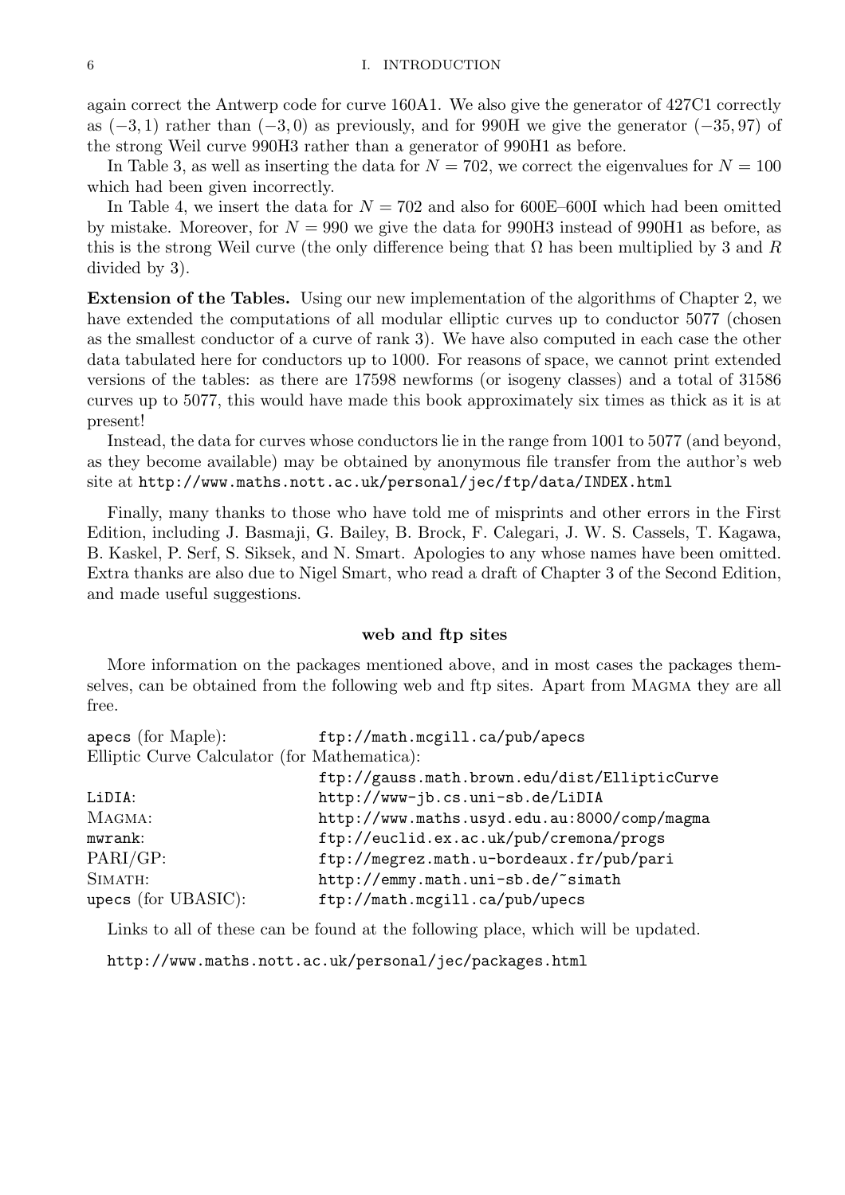again correct the Antwerp code for curve 160A1. We also give the generator of 427C1 correctly as $(-3, 1)$ rather than $(-3, 0)$ as previously, and for 990H we give the generator $(-35, 97)$ of the strong Weil curve 990H3 rather than a generator of 990H1 as before.

In Table 3, as well as inserting the data for $N = 702$, we correct the eigenvalues for $N = 100$ which had been given incorrectly.

In Table 4, we insert the data for $N = 702$ and also for 600E–600I which had been omitted by mistake. Moreover, for $N = 990$ we give the data for 990H3 instead of 990H1 as before, as this is the strong Weil curve (the only difference being that $\Omega$ has been multiplied by 3 and $R$ divided by 3).

**Extension of the Tables.** Using our new implementation of the algorithms of Chapter 2, we have extended the computations of all modular elliptic curves up to conductor 5077 (chosen as the smallest conductor of a curve of rank 3). We have also computed in each case the other data tabulated here for conductors up to 1000. For reasons of space, we cannot print extended versions of the tables: as there are 17598 newforms (or isogeny classes) and a total of 31586 curves up to 5077, this would have made this book approximately six times as thick as it is at present!

Instead, the data for curves whose conductors lie in the range from 1001 to 5077 (and beyond, as they become available) may be obtained by anonymous file transfer from the author's web site at `http://www.maths.nott.ac.uk/personal/jec/ftp/data/INDEX.html`

Finally, many thanks to those who have told me of misprints and other errors in the First Edition, including J. Basmaji, G. Bailey, B. Brock, F. Calegari, J. W. S. Cassels, T. Kagawa, B. Kaskel, P. Serf, S. Siksek, and N. Smart. Apologies to any whose names have been omitted. Extra thanks are also due to Nigel Smart, who read a draft of Chapter 3 of the Second Edition, and made useful suggestions.

### web and ftp sites

More information on the packages mentioned above, and in most cases the packages themselves, can be obtained from the following web and ftp sites. Apart from MAGMA they are all free.

| | |
|---|---|
| `apecs` (for Maple): | `ftp://math.mcgill.ca/pub/apecs` |
| Elliptic Curve Calculator (for Mathematica): | `ftp://gauss.math.brown.edu/dist/EllipticCurve` |
| `LiDIA`: | `http://www-jb.cs.uni-sb.de/LiDIA` |
| MAGMA: | `http://www.maths.usyd.edu.au:8000/comp/magma` |
| `mwrank`: | `ftp://euclid.ex.ac.uk/pub/cremona/progs` |
| PARI/GP: | `ftp://megrez.math.u-bordeaux.fr/pub/pari` |
| SIMATH: | `http://emmy.math.uni-sb.de/~simath` |
| `upecs` (for UBASIC): | `ftp://math.mcgill.ca/pub/upecs` |

Links to all of these can be found at the following place, which will be updated.

`http://www.maths.nott.ac.uk/personal/jec/packages.html`